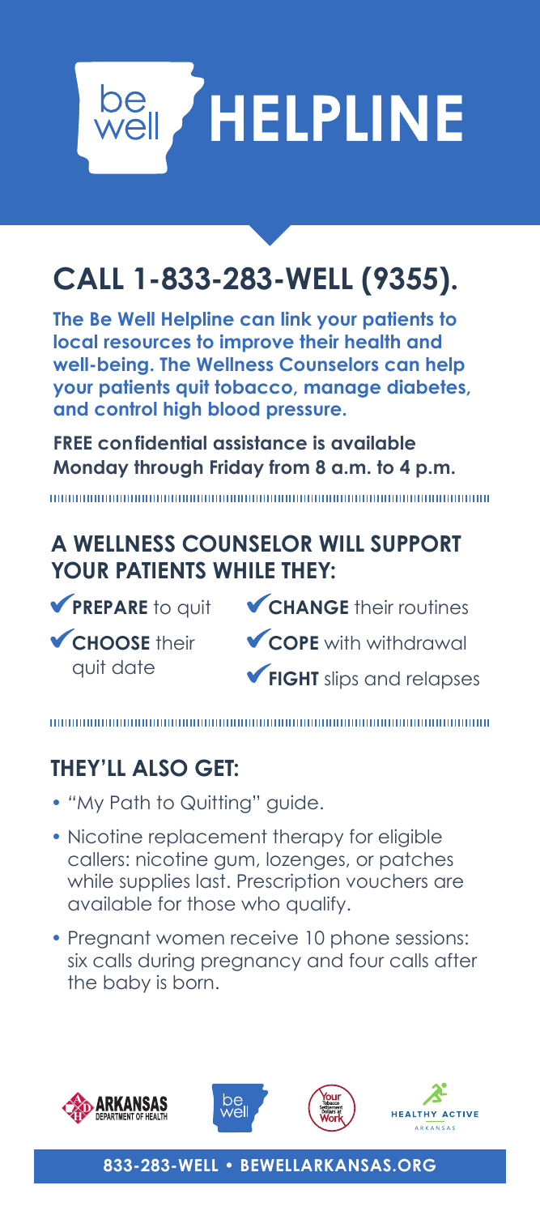# be well HELPLINE

## CALL 1-833-283-WELL (9355).

**The Be Well Helpline can link your patients to local resources to improve their health and well-being. The Wellness Counselors can help your patients quit tobacco, manage diabetes, and control high blood pressure.**

**FREE confidential assistance is available Monday through Friday from 8 a.m. to 4 p.m.**

### A WELLNESS COUNSELOR WILL SUPPORT YOUR PATIENTS WHILE THEY:

- ✔ **PREPARE** to quit
- ✔ **CHOOSE** their quit date
- ✔ **CHANGE** their routines
- ✔ **COPE** with withdrawal
- ✔ **FIGHT** slips and relapses

### THEY'LL ALSO GET:

- "My Path to Quitting" guide.
- Nicotine replacement therapy for eligible callers: nicotine gum, lozenges, or patches while supplies last. Prescription vouchers are available for those who qualify.
- Pregnant women receive 10 phone sessions: six calls during pregnancy and four calls after the baby is born.

ARKANSAS DEPARTMENT OF HEALTH · be well · Your Tobacco Settlement Dollars at Work · HEALTHY ACTIVE ARKANSAS

**833-283-WELL • BEWELLARKANSAS.ORG**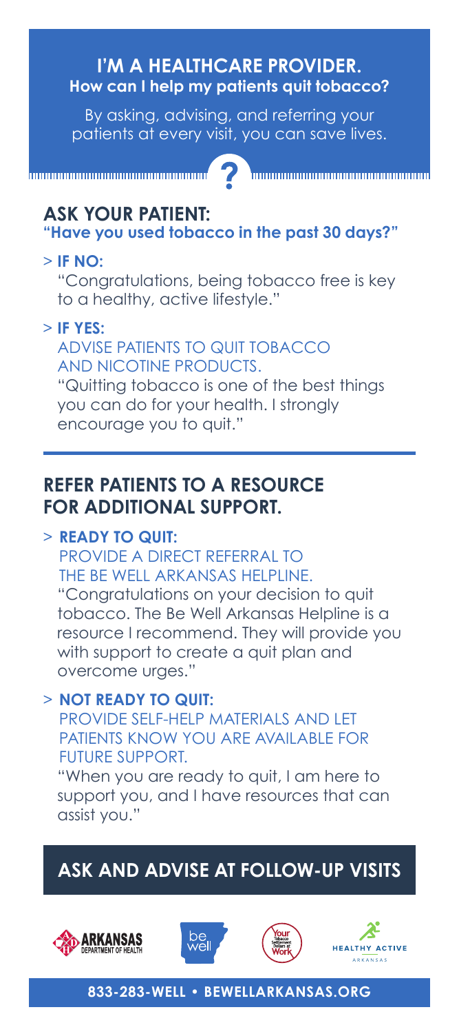## I'M A HEALTHCARE PROVIDER.

**How can I help my patients quit tobacco?**

By asking, advising, and referring your patients at every visit, you can save lives.

## ASK YOUR PATIENT:

**"Have you used tobacco in the past 30 days?"**

> **IF NO:**
> "Congratulations, being tobacco free is key to a healthy, active lifestyle."

> **IF YES:**
> ADVISE PATIENTS TO QUIT TOBACCO AND NICOTINE PRODUCTS.
> "Quitting tobacco is one of the best things you can do for your health. I strongly encourage you to quit."

## REFER PATIENTS TO A RESOURCE FOR ADDITIONAL SUPPORT.

> **READY TO QUIT:**
> PROVIDE A DIRECT REFERRAL TO THE BE WELL ARKANSAS HELPLINE.
> "Congratulations on your decision to quit tobacco. The Be Well Arkansas Helpline is a resource I recommend. They will provide you with support to create a quit plan and overcome urges."

> **NOT READY TO QUIT:**
> PROVIDE SELF-HELP MATERIALS AND LET PATIENTS KNOW YOU ARE AVAILABLE FOR FUTURE SUPPORT.
> "When you are ready to quit, I am here to support you, and I have resources that can assist you."

## ASK AND ADVISE AT FOLLOW-UP VISITS

ARKANSAS DEPARTMENT OF HEALTH

be well

Your Tobacco Settlement Dollars at Work

HEALTHY ACTIVE ARKANSAS

**833-283-WELL • BEWELLARKANSAS.ORG**